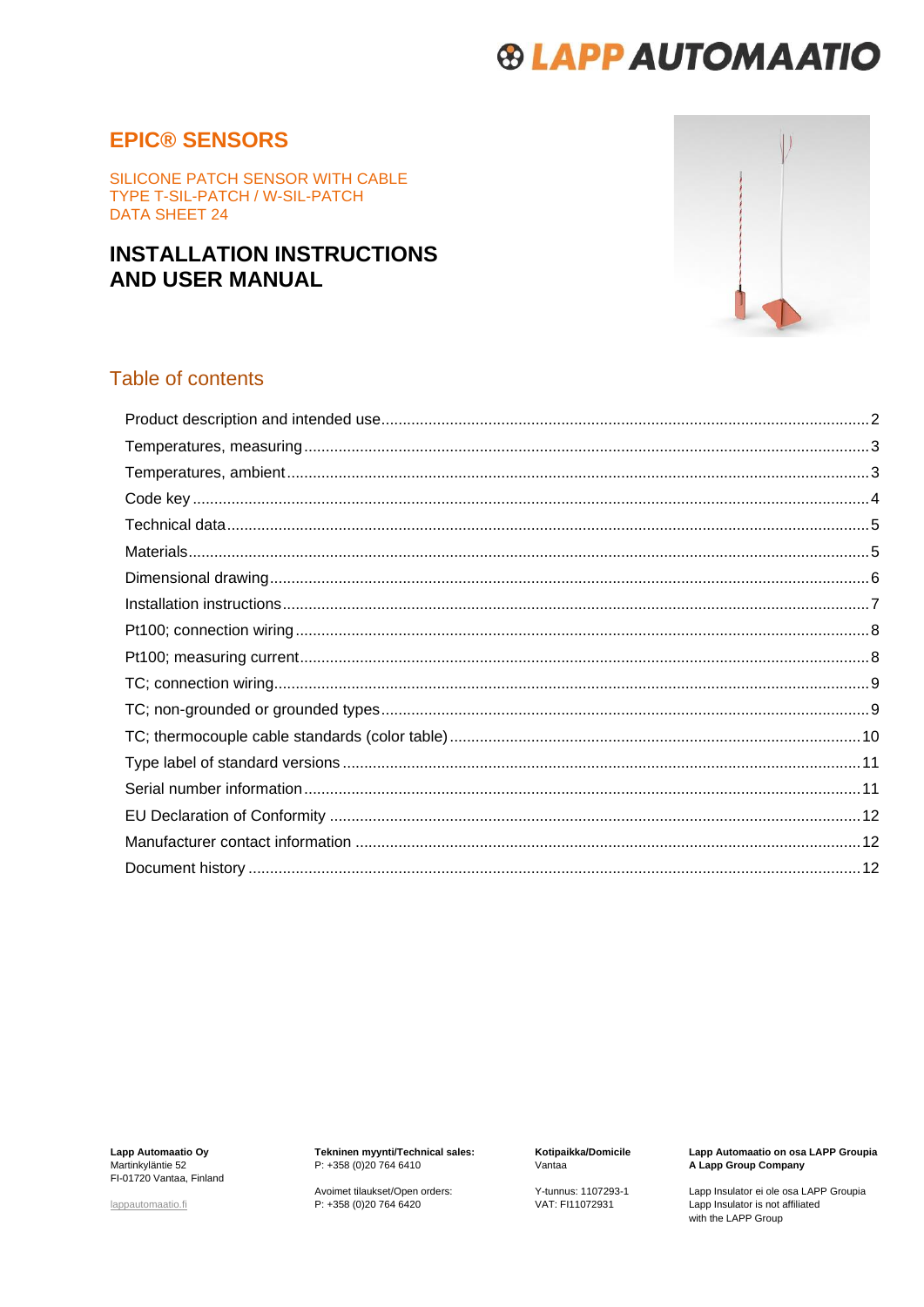# EPIC® SENSORS

SILICONE PATCH SENSOR WITH CABLE
TYPE T-SIL-PATCH / W-SIL-PATCH
DATA SHEET 24

## INSTALLATION INSTRUCTIONS AND USER MANUAL

## Table of contents

| | |
|---|---|
| Product description and intended use | 2 |
| Temperatures, measuring | 3 |
| Temperatures, ambient | 3 |
| Code key | 4 |
| Technical data | 5 |
| Materials | 5 |
| Dimensional drawing | 6 |
| Installation instructions | 7 |
| Pt100; connection wiring | 8 |
| Pt100; measuring current | 8 |
| TC; connection wiring | 9 |
| TC; non-grounded or grounded types | 9 |
| TC; thermocouple cable standards (color table) | 10 |
| Type label of standard versions | 11 |
| Serial number information | 11 |
| EU Declaration of Conformity | 12 |
| Manufacturer contact information | 12 |
| Document history | 12 |

**Lapp Automaatio Oy**
Martinkyläntie 52
FI-01720 Vantaa, Finland

lappautomaatio.fi

**Tekninen myynti/Technical sales:**
P: +358 (0)20 764 6410

Avoimet tilaukset/Open orders:
P: +358 (0)20 764 6420

**Kotipaikka/Domicile**
Vantaa

Y-tunnus: 1107293-1
VAT: FI11072931

**Lapp Automaatio on osa LAPP Groupia**
**A Lapp Group Company**

Lapp Insulator ei ole osa LAPP Groupia
Lapp Insulator is not affiliated
with the LAPP Group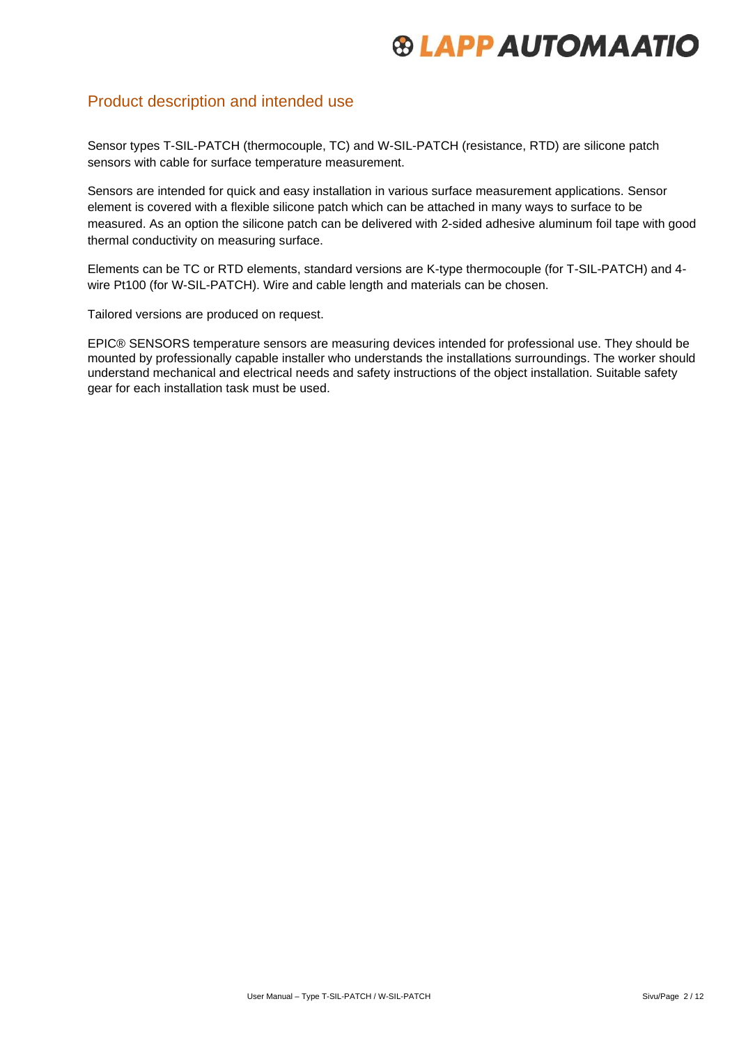## Product description and intended use

Sensor types T-SIL-PATCH (thermocouple, TC) and W-SIL-PATCH (resistance, RTD) are silicone patch sensors with cable for surface temperature measurement.

Sensors are intended for quick and easy installation in various surface measurement applications. Sensor element is covered with a flexible silicone patch which can be attached in many ways to surface to be measured. As an option the silicone patch can be delivered with 2-sided adhesive aluminum foil tape with good thermal conductivity on measuring surface.

Elements can be TC or RTD elements, standard versions are K-type thermocouple (for T-SIL-PATCH) and 4-wire Pt100 (for W-SIL-PATCH). Wire and cable length and materials can be chosen.

Tailored versions are produced on request.

EPIC® SENSORS temperature sensors are measuring devices intended for professional use. They should be mounted by professionally capable installer who understands the installations surroundings. The worker should understand mechanical and electrical needs and safety instructions of the object installation. Suitable safety gear for each installation task must be used.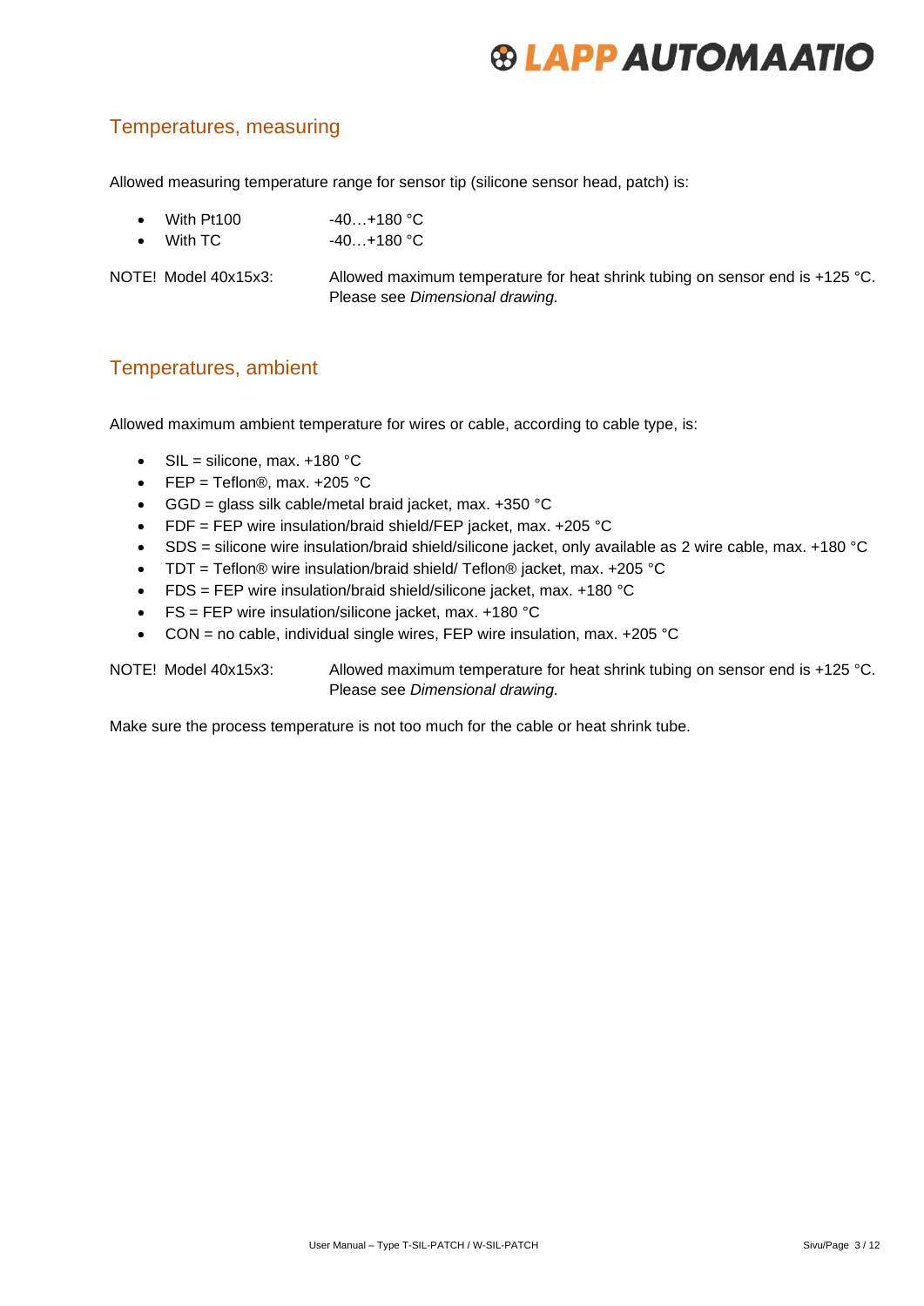## Temperatures, measuring

Allowed measuring temperature range for sensor tip (silicone sensor head, patch) is:

- With Pt100 -40…+180 °C
- With TC -40…+180 °C

NOTE! Model 40x15x3: Allowed maximum temperature for heat shrink tubing on sensor end is +125 °C. Please see *Dimensional drawing.*

## Temperatures, ambient

Allowed maximum ambient temperature for wires or cable, according to cable type, is:

- SIL = silicone, max. +180 °C
- FEP = Teflon®, max. +205 °C
- GGD = glass silk cable/metal braid jacket, max. +350 °C
- FDF = FEP wire insulation/braid shield/FEP jacket, max. +205 °C
- SDS = silicone wire insulation/braid shield/silicone jacket, only available as 2 wire cable, max. +180 °C
- TDT = Teflon® wire insulation/braid shield/ Teflon® jacket, max. +205 °C
- FDS = FEP wire insulation/braid shield/silicone jacket, max. +180 °C
- FS = FEP wire insulation/silicone jacket, max. +180 °C
- CON = no cable, individual single wires, FEP wire insulation, max. +205 °C

NOTE! Model 40x15x3: Allowed maximum temperature for heat shrink tubing on sensor end is +125 °C. Please see *Dimensional drawing.*

Make sure the process temperature is not too much for the cable or heat shrink tube.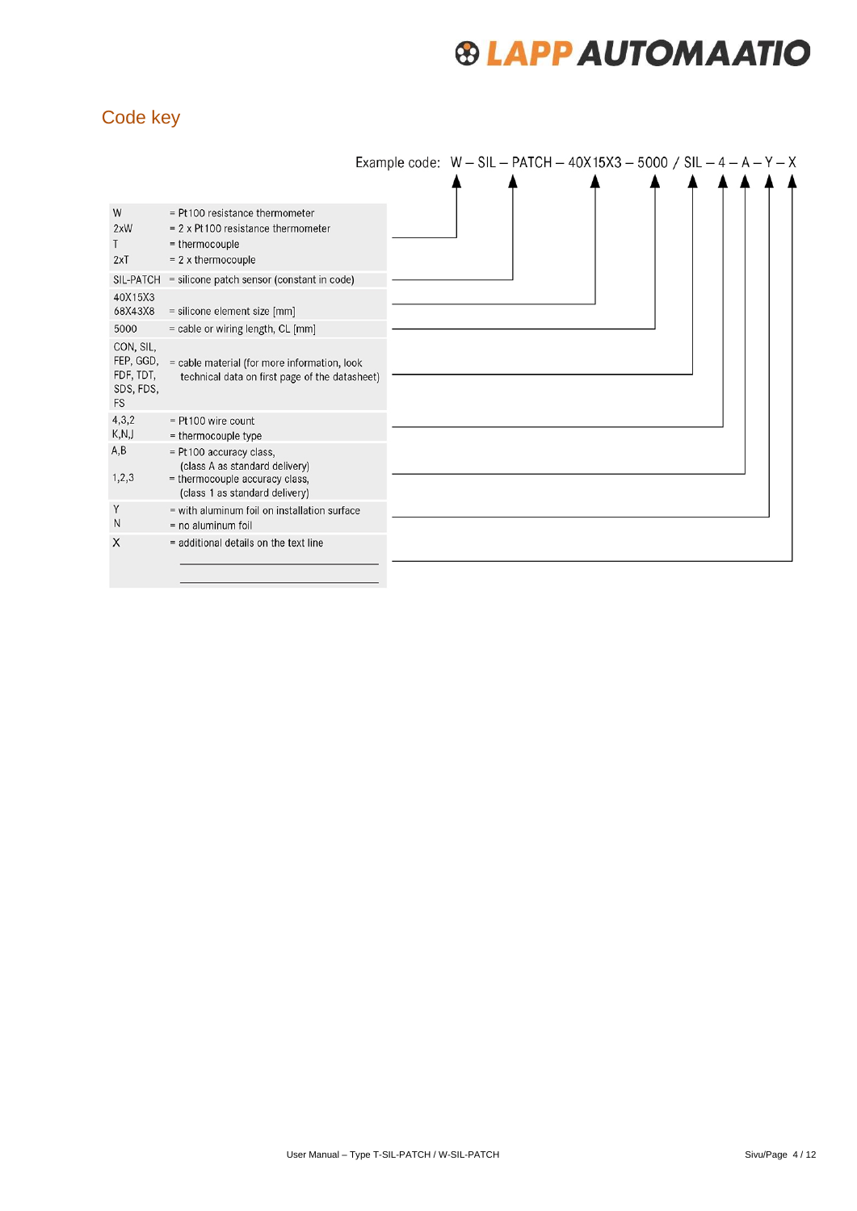## Code key

Example code: W – SIL – PATCH – 40X15X3 – 5000 / SIL – 4 – A – Y – X

| Code | Description |
| --- | --- |
| W<br>2xW<br>T<br>2xT | = Pt100 resistance thermometer<br>= 2 x Pt100 resistance thermometer<br>= thermocouple<br>= 2 x thermocouple |
| SIL-PATCH | = silicone patch sensor (constant in code) |
| 40X15X3<br>68X43X8 | = silicone element size [mm] |
| 5000 | = cable or wiring length, CL [mm] |
| CON, SIL, FEP, GGD, FDF, TDT, SDS, FDS, FS | = cable material (for more information, look technical data on first page of the datasheet) |
| 4,3,2<br>K,N,J | = Pt100 wire count<br>= thermocouple type |
| A,B<br><br>1,2,3 | = Pt100 accuracy class, (class A as standard delivery)<br>= thermocouple accuracy class, (class 1 as standard delivery) |
| Y<br>N | = with aluminum foil on installation surface<br>= no aluminum foil |
| X | = additional details on the text line<br>\_\_\_\_\_\_\_\_\_\_\_\_\_\_\_\_\_\_\_\_<br>\_\_\_\_\_\_\_\_\_\_\_\_\_\_\_\_\_\_\_\_ |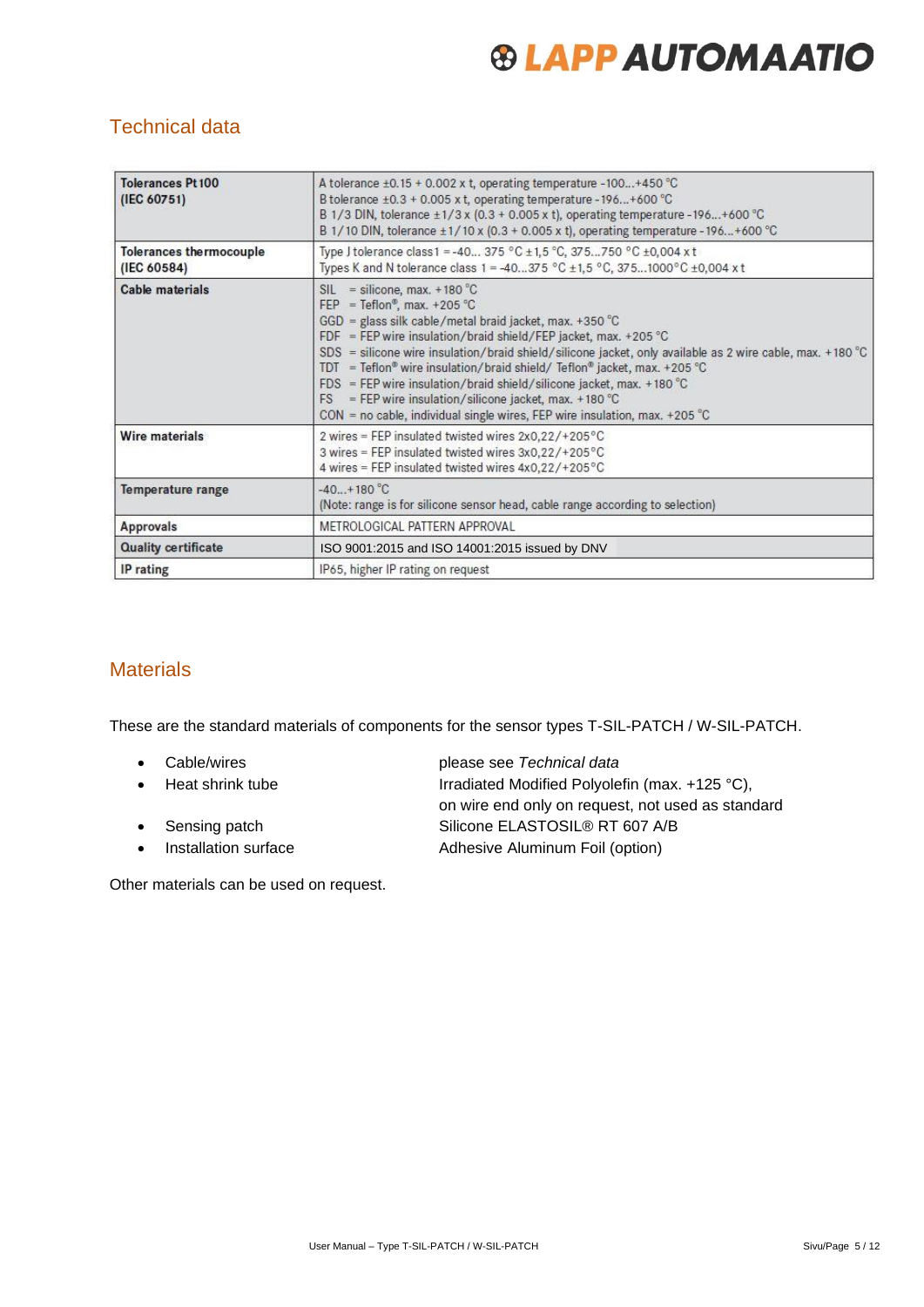## Technical data

| | |
|---|---|
| **Tolerances Pt100 (IEC 60751)** | A tolerance ±0.15 + 0.002 x t, operating temperature -100...+450 °C<br>B tolerance ±0.3 + 0.005 x t, operating temperature -196...+600 °C<br>B 1/3 DIN, tolerance ±1/3 x (0.3 + 0.005 x t), operating temperature -196...+600 °C<br>B 1/10 DIN, tolerance ±1/10 x (0.3 + 0.005 x t), operating temperature -196...+600 °C |
| **Tolerances thermocouple (IEC 60584)** | Type J tolerance class1 = -40... 375 °C ±1,5 °C, 375...750 °C ±0,004 x t<br>Types K and N tolerance class 1 = -40...375 °C ±1,5 °C, 375...1000°C ±0,004 x t |
| **Cable materials** | SIL = silicone, max. +180 °C<br>FEP = Teflon®, max. +205 °C<br>GGD = glass silk cable/metal braid jacket, max. +350 °C<br>FDF = FEP wire insulation/braid shield/FEP jacket, max. +205 °C<br>SDS = silicone wire insulation/braid shield/silicone jacket, only available as 2 wire cable, max. +180 °C<br>TDT = Teflon® wire insulation/braid shield/ Teflon® jacket, max. +205 °C<br>FDS = FEP wire insulation/braid shield/silicone jacket, max. +180 °C<br>FS = FEP wire insulation/silicone jacket, max. +180 °C<br>CON = no cable, individual single wires, FEP wire insulation, max. +205 °C |
| **Wire materials** | 2 wires = FEP insulated twisted wires 2x0,22/+205°C<br>3 wires = FEP insulated twisted wires 3x0,22/+205°C<br>4 wires = FEP insulated twisted wires 4x0,22/+205°C |
| **Temperature range** | -40...+180 °C<br>(Note: range is for silicone sensor head, cable range according to selection) |
| **Approvals** | METROLOGICAL PATTERN APPROVAL |
| **Quality certificate** | ISO 9001:2015 and ISO 14001:2015 issued by DNV |
| **IP rating** | IP65, higher IP rating on request |

## Materials

These are the standard materials of components for the sensor types T-SIL-PATCH / W-SIL-PATCH.

- Cable/wires — please see *Technical data*
- Heat shrink tube — Irradiated Modified Polyolefin (max. +125 °C), on wire end only on request, not used as standard
- Sensing patch — Silicone ELASTOSIL® RT 607 A/B
- Installation surface — Adhesive Aluminum Foil (option)

Other materials can be used on request.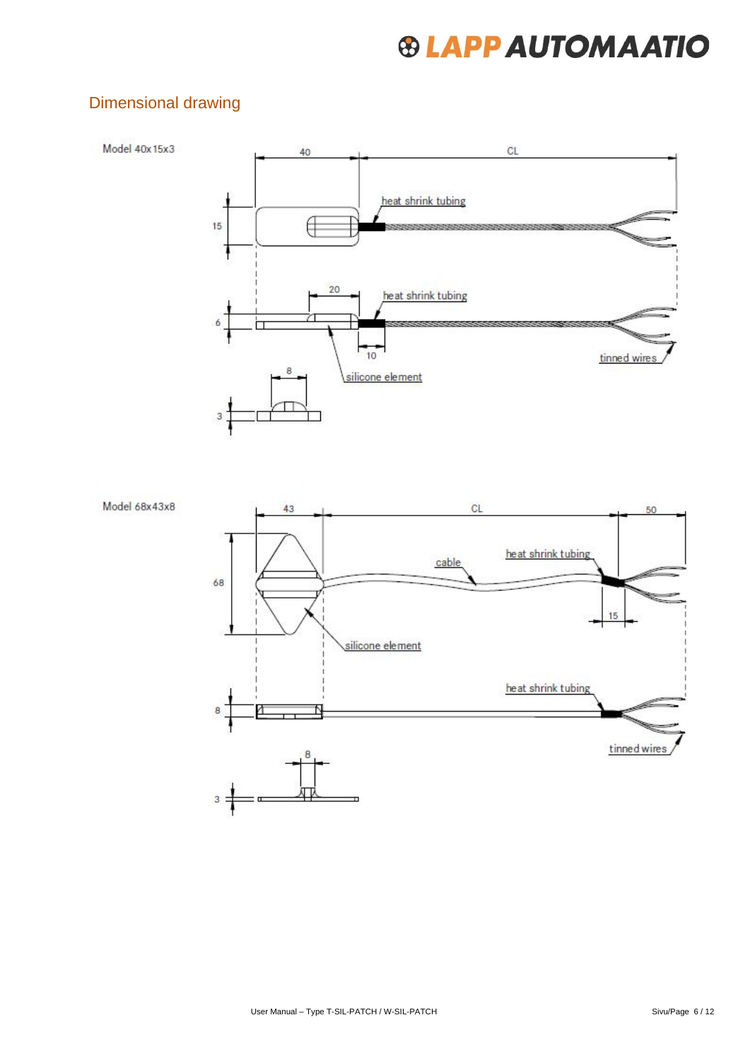## Dimensional drawing

Model 40x15x3

40 CL

15

heat shrink tubing

20

6

heat shrink tubing

10

tinned wires

8

silicone element

3

Model 68x43x8

43 CL 50

68

cable

heat shrink tubing

15

silicone element

8

heat shrink tubing

tinned wires

8

3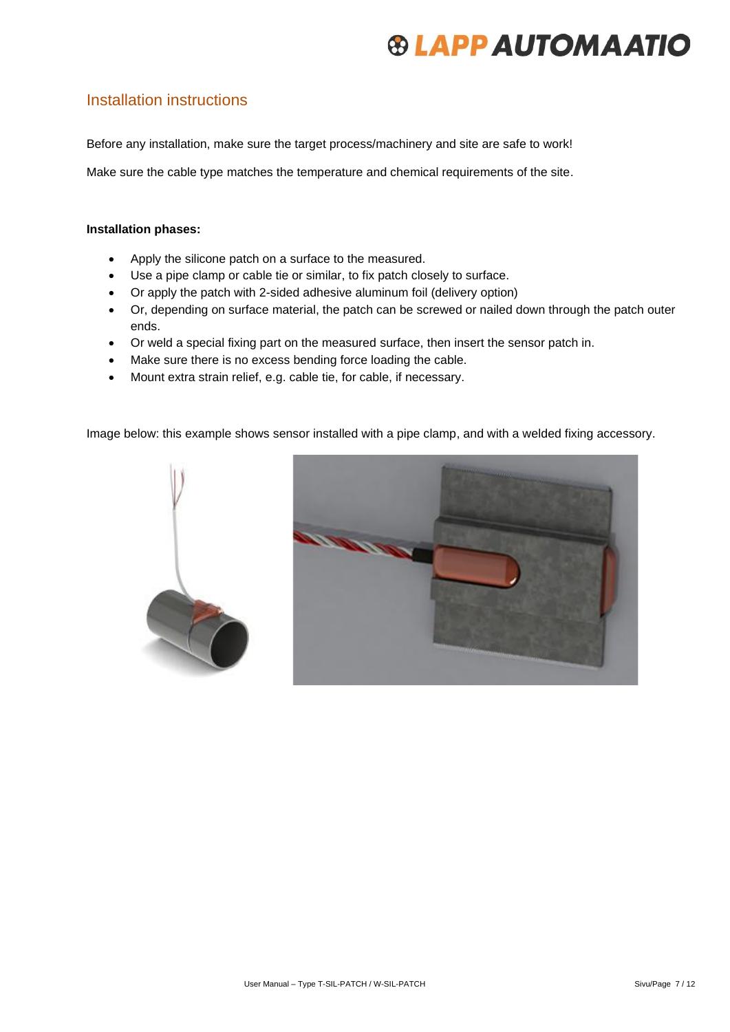## Installation instructions

Before any installation, make sure the target process/machinery and site are safe to work!

Make sure the cable type matches the temperature and chemical requirements of the site.

**Installation phases:**

- Apply the silicone patch on a surface to the measured.
- Use a pipe clamp or cable tie or similar, to fix patch closely to surface.
- Or apply the patch with 2-sided adhesive aluminum foil (delivery option)
- Or, depending on surface material, the patch can be screwed or nailed down through the patch outer ends.
- Or weld a special fixing part on the measured surface, then insert the sensor patch in.
- Make sure there is no excess bending force loading the cable.
- Mount extra strain relief, e.g. cable tie, for cable, if necessary.

Image below: this example shows sensor installed with a pipe clamp, and with a welded fixing accessory.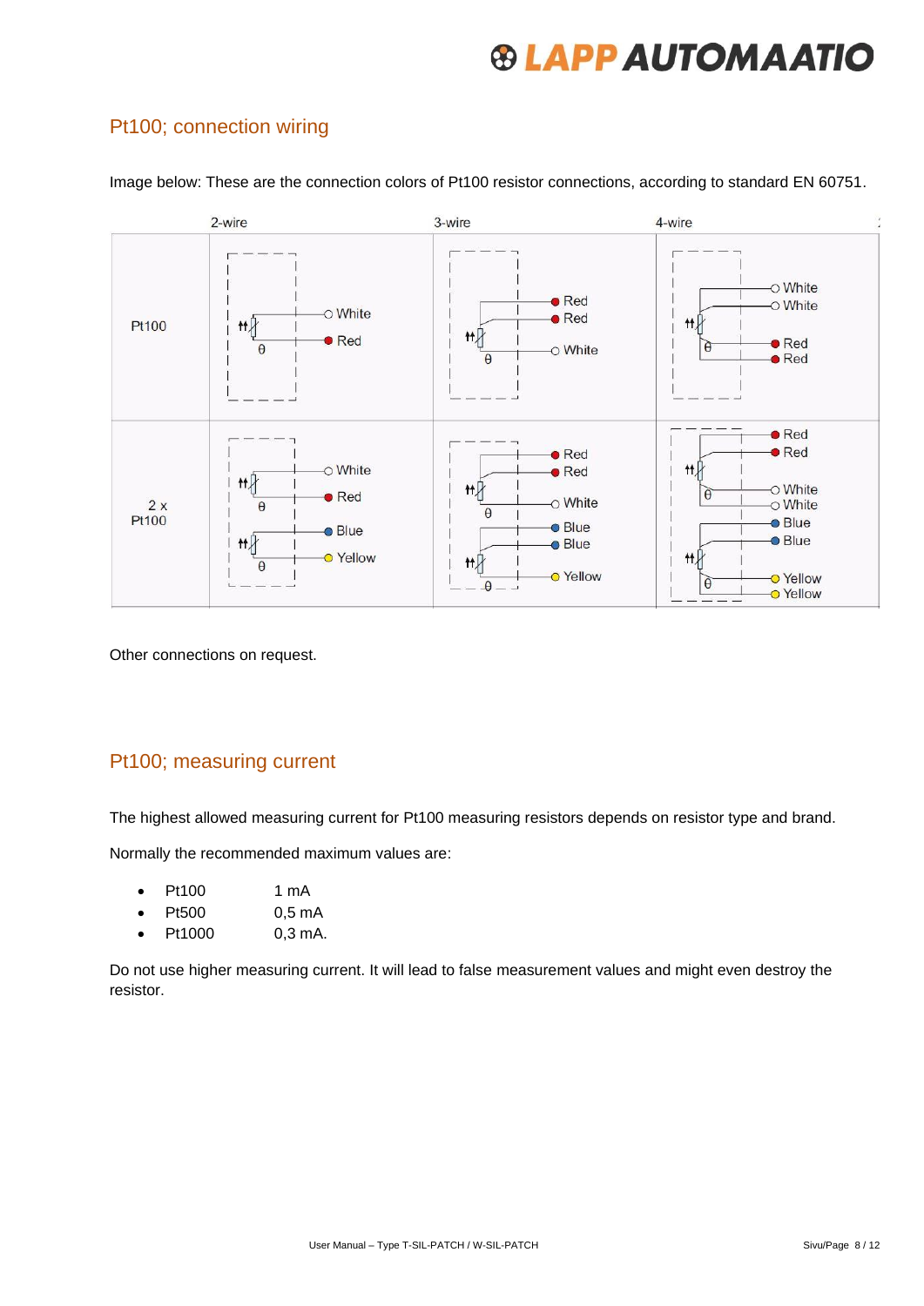## Pt100; connection wiring

Image below: These are the connection colors of Pt100 resistor connections, according to standard EN 60751.

| | 2-wire | 3-wire | 4-wire |
|---|---|---|---|
| Pt100 | White, Red | Red, Red, White | White, White, Red, Red |
| 2 x Pt100 | White, Red, Blue, Yellow | Red, Red, White, Blue, Blue, Yellow | Red, Red, White, White, Blue, Blue, Yellow, Yellow |

Other connections on request.

## Pt100; measuring current

The highest allowed measuring current for Pt100 measuring resistors depends on resistor type and brand.

Normally the recommended maximum values are:

- Pt100 1 mA
- Pt500 0,5 mA
- Pt1000 0,3 mA.

Do not use higher measuring current. It will lead to false measurement values and might even destroy the resistor.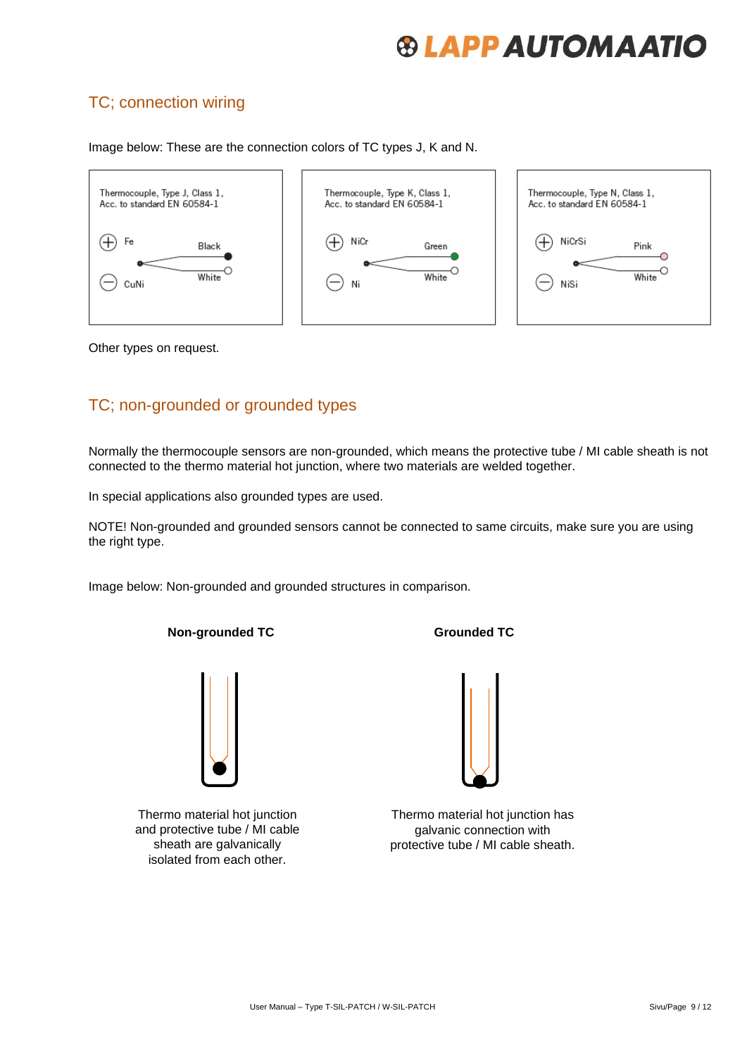## TC; connection wiring

Image below: These are the connection colors of TC types J, K and N.

Thermocouple, Type J, Class 1,
Acc. to standard EN 60584-1

+ Fe — Black
− CuNi — White

Thermocouple, Type K, Class 1,
Acc. to standard EN 60584-1

+ NiCr — Green
− Ni — White

Thermocouple, Type N, Class 1,
Acc. to standard EN 60584-1

+ NiCrSi — Pink
− NiSi — White

Other types on request.

## TC; non-grounded or grounded types

Normally the thermocouple sensors are non-grounded, which means the protective tube / MI cable sheath is not connected to the thermo material hot junction, where two materials are welded together.

In special applications also grounded types are used.

NOTE! Non-grounded and grounded sensors cannot be connected to same circuits, make sure you are using the right type.

Image below: Non-grounded and grounded structures in comparison.

**Non-grounded TC**

Thermo material hot junction and protective tube / MI cable sheath are galvanically isolated from each other.

**Grounded TC**

Thermo material hot junction has galvanic connection with protective tube / MI cable sheath.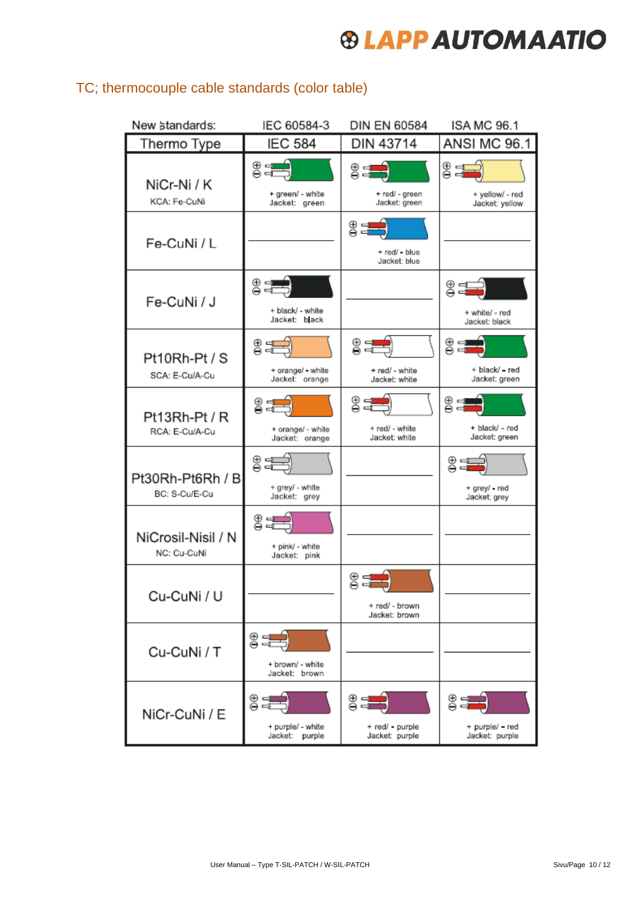## TC; thermocouple cable standards (color table)

| New standards: | IEC 60584-3 | DIN EN 60584 | ISA MC 96.1 |
|---|---|---|---|
| Thermo Type | IEC 584 | DIN 43714 | ANSI MC 96.1 |
| NiCr-Ni / K<br>KCA: Fe-CuNi | + green/ - white<br>Jacket: green | + red/ - green<br>Jacket: green | + yellow/ - red<br>Jacket: yellow |
| Fe-CuNi / L | ——— | + red/ - blue<br>Jacket: blue | ——— |
| Fe-CuNi / J | + black/ - white<br>Jacket: black | ——— | + white/ - red<br>Jacket: black |
| Pt10Rh-Pt / S<br>SCA: E-Cu/A-Cu | + orange/ - white<br>Jacket: orange | + red/ - white<br>Jacket: white | + black/ - red<br>Jacket: green |
| Pt13Rh-Pt / R<br>RCA: E-Cu/A-Cu | + orange/ - white<br>Jacket: orange | + red/ - white<br>Jacket: white | + black/ - red<br>Jacket: green |
| Pt30Rh-Pt6Rh / B<br>BC: S-Cu/E-Cu | + grey/ - white<br>Jacket: grey | ——— | + grey/ - red<br>Jacket: grey |
| NiCrosil-Nisil / N<br>NC: Cu-CuNi | + pink/ - white<br>Jacket: pink | ——— | ——— |
| Cu-CuNi / U | ——— | + red/ - brown<br>Jacket: brown | ——— |
| Cu-CuNi / T | + brown/ - white<br>Jacket: brown | ——— | ——— |
| NiCr-CuNi / E | + purple/ - white<br>Jacket: purple | + red/ - purple<br>Jacket: purple | + purple/ - red<br>Jacket: purple |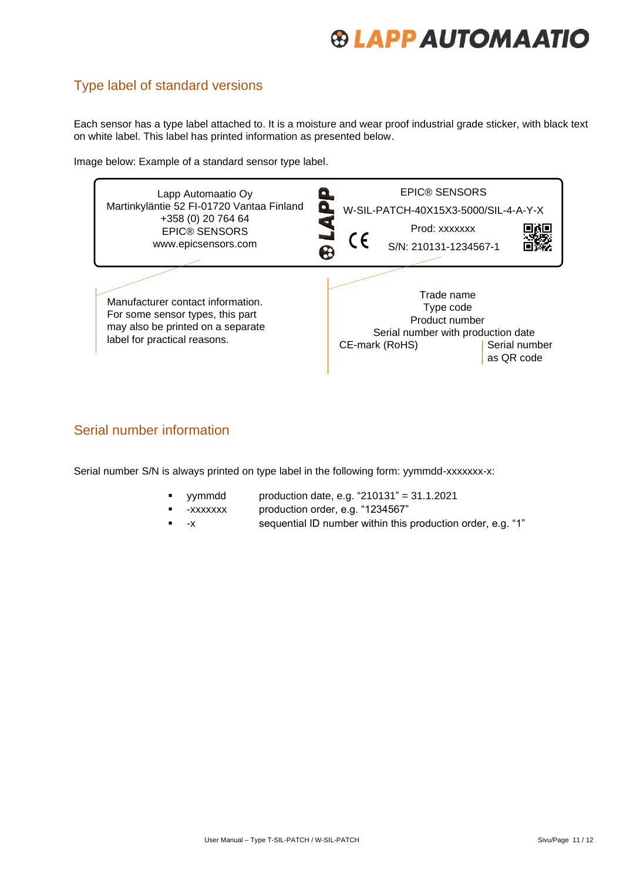## Type label of standard versions

Each sensor has a type label attached to. It is a moisture and wear proof industrial grade sticker, with black text on white label. This label has printed information as presented below.

Image below: Example of a standard sensor type label.

Lapp Automaatio Oy
Martinkyläntie 52 FI-01720 Vantaa Finland
+358 (0) 20 764 64
EPIC® SENSORS
www.epicsensors.com

EPIC® SENSORS
W-SIL-PATCH-40X15X3-5000/SIL-4-A-Y-X
Prod: xxxxxxx
S/N: 210131-1234567-1

Manufacturer contact information. For some sensor types, this part may also be printed on a separate label for practical reasons.

Trade name
Type code
Product number
Serial number with production date
CE-mark (RoHS)
Serial number as QR code

## Serial number information

Serial number S/N is always printed on type label in the following form: yymmdd-xxxxxxx-x:

- yymmdd    production date, e.g. "210131" = 31.1.2021
- -xxxxxxx    production order, e.g. "1234567"
- -x    sequential ID number within this production order, e.g. "1"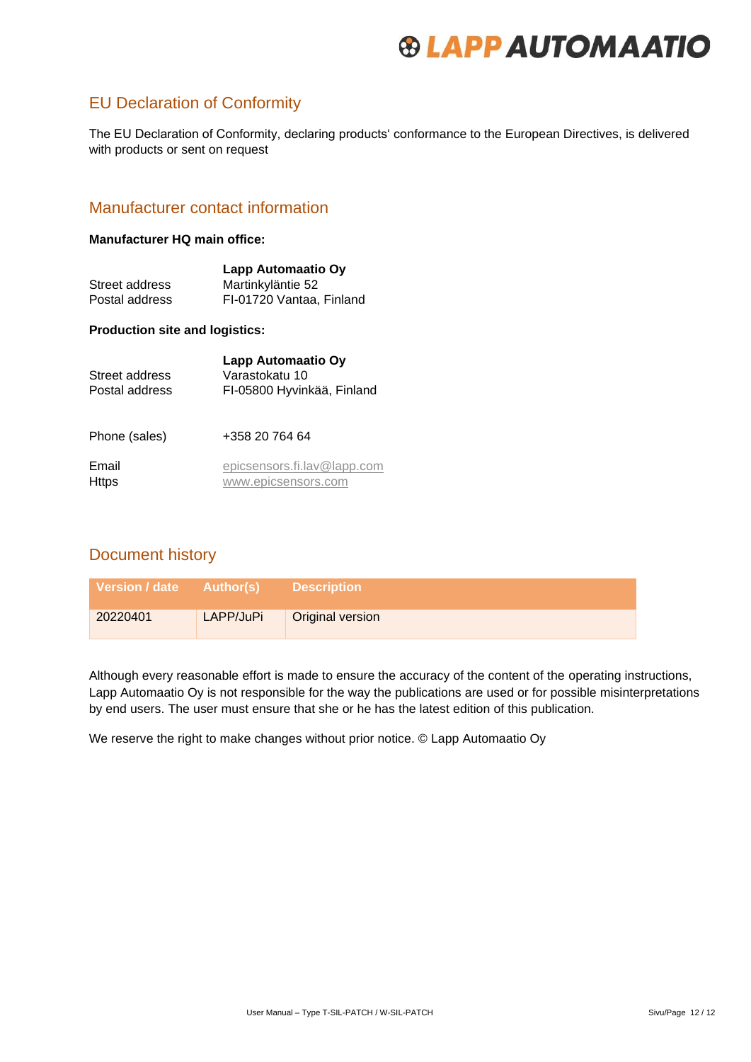## EU Declaration of Conformity

The EU Declaration of Conformity, declaring products‘ conformance to the European Directives, is delivered with products or sent on request

## Manufacturer contact information

**Manufacturer HQ main office:**

| | |
|---|---|
| | **Lapp Automaatio Oy** |
| Street address | Martinkyläntie 52 |
| Postal address | FI-01720 Vantaa, Finland |

**Production site and logistics:**

| | |
|---|---|
| | **Lapp Automaatio Oy** |
| Street address | Varastokatu 10 |
| Postal address | FI-05800 Hyvinkää, Finland |
| | |
| Phone (sales) | +358 20 764 64 |
| | |
| Email | epicsensors.fi.lav@lapp.com |
| Https | www.epicsensors.com |

## Document history

| Version / date | Author(s) | Description |
|---|---|---|
| 20220401 | LAPP/JuPi | Original version |

Although every reasonable effort is made to ensure the accuracy of the content of the operating instructions, Lapp Automaatio Oy is not responsible for the way the publications are used or for possible misinterpretations by end users. The user must ensure that she or he has the latest edition of this publication.

We reserve the right to make changes without prior notice. © Lapp Automaatio Oy